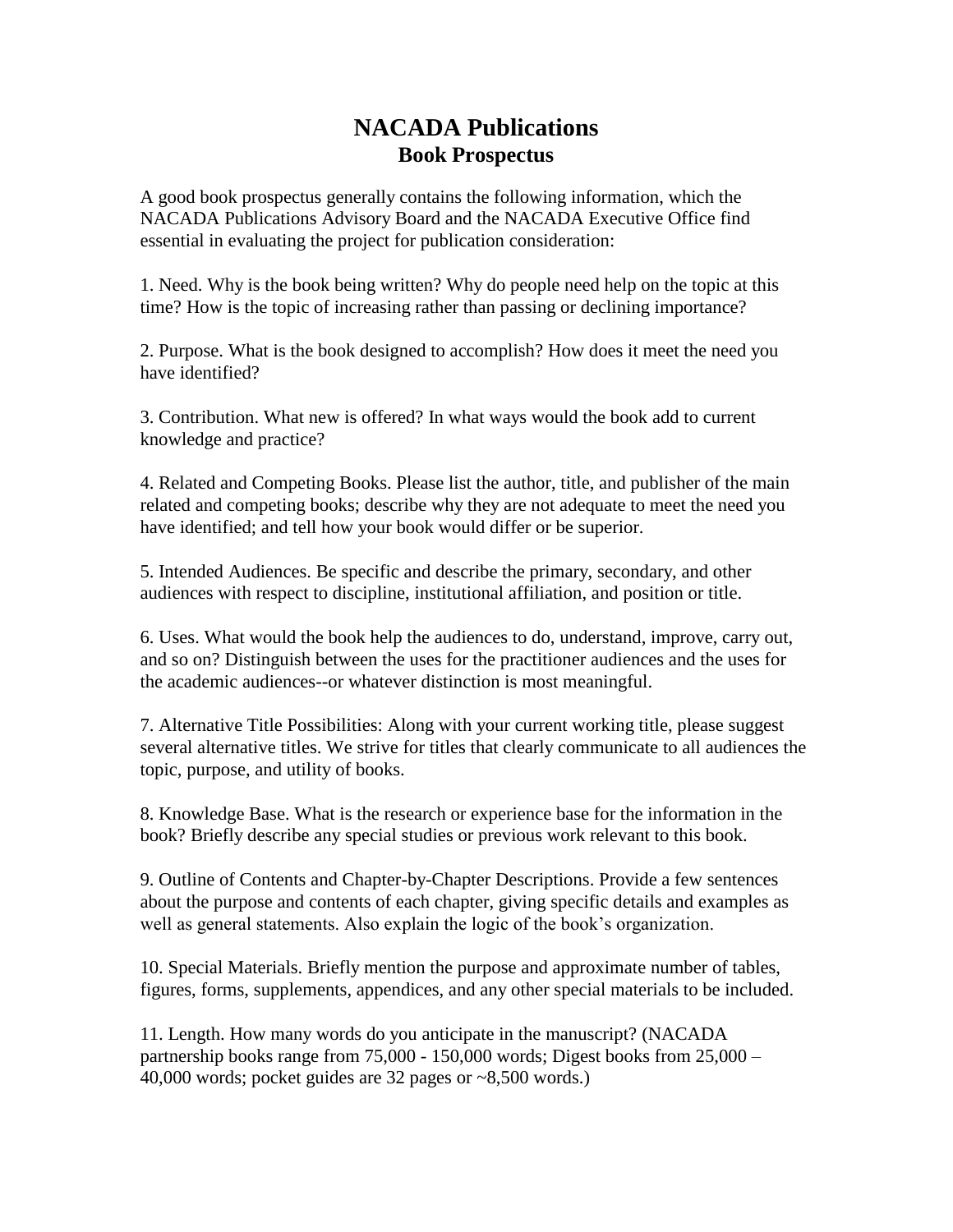# NACADA Publications

## Book Prospectus

A good book prospectus generally contains the following information, which the NACADA Publications Advisory Board and the NACADA Executive Office find essential in evaluating the project for publication consideration:

1. Need. Why is the book being written? Why do people need help on the topic at this time? How is the topic of increasing rather than passing or declining importance?

2. Purpose. What is the book designed to accomplish? How does it meet the need you have identified?

3. Contribution. What new is offered? In what ways would the book add to current knowledge and practice?

4. Related and Competing Books. Please list the author, title, and publisher of the main related and competing books; describe why they are not adequate to meet the need you have identified; and tell how your book would differ or be superior.

5. Intended Audiences. Be specific and describe the primary, secondary, and other audiences with respect to discipline, institutional affiliation, and position or title.

6. Uses. What would the book help the audiences to do, understand, improve, carry out, and so on? Distinguish between the uses for the practitioner audiences and the uses for the academic audiences--or whatever distinction is most meaningful.

7. Alternative Title Possibilities: Along with your current working title, please suggest several alternative titles. We strive for titles that clearly communicate to all audiences the topic, purpose, and utility of books.

8. Knowledge Base. What is the research or experience base for the information in the book? Briefly describe any special studies or previous work relevant to this book.

9. Outline of Contents and Chapter-by-Chapter Descriptions. Provide a few sentences about the purpose and contents of each chapter, giving specific details and examples as well as general statements. Also explain the logic of the book's organization.

10. Special Materials. Briefly mention the purpose and approximate number of tables, figures, forms, supplements, appendices, and any other special materials to be included.

11. Length. How many words do you anticipate in the manuscript? (NACADA partnership books range from 75,000 - 150,000 words; Digest books from 25,000 – 40,000 words; pocket guides are 32 pages or ~8,500 words.)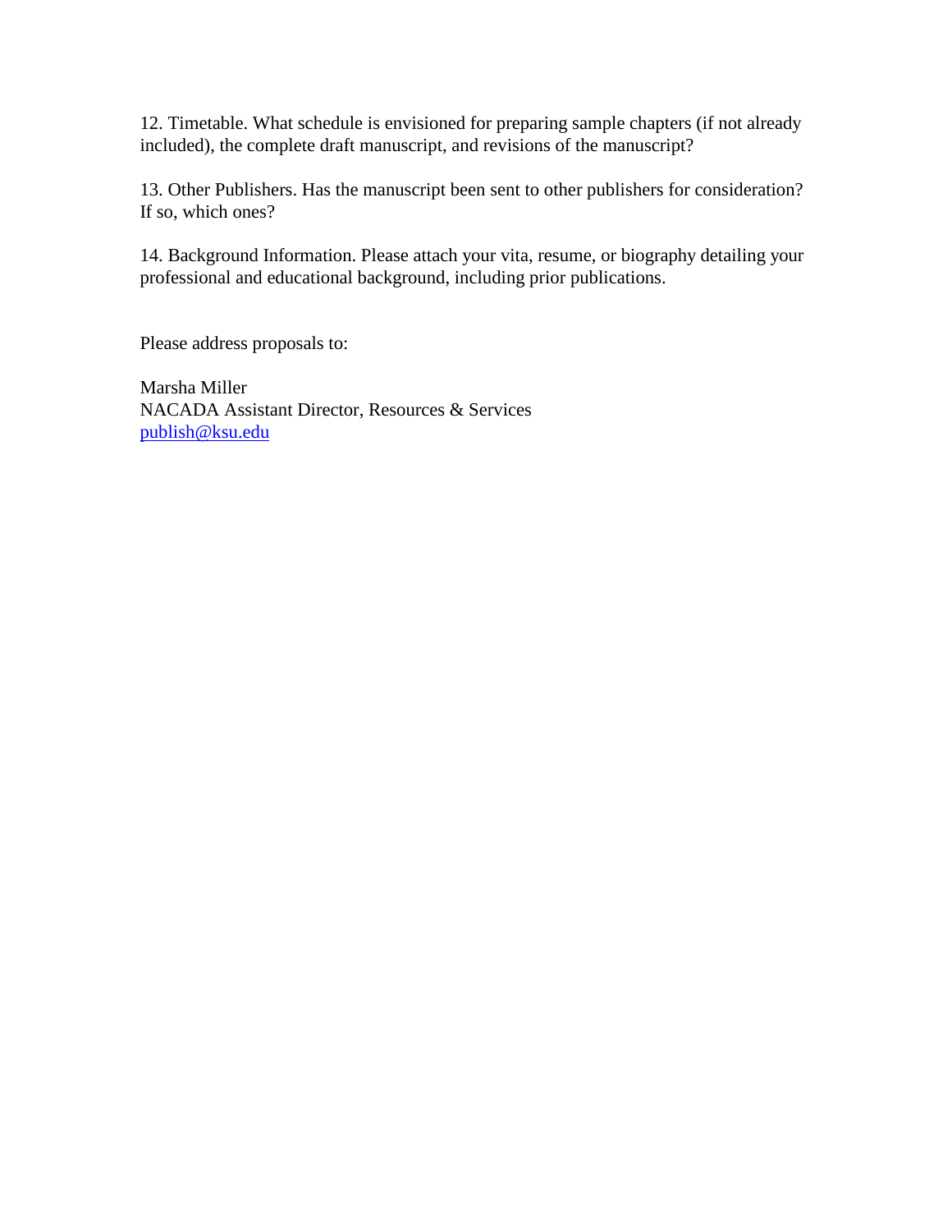12. Timetable. What schedule is envisioned for preparing sample chapters (if not already included), the complete draft manuscript, and revisions of the manuscript?

13. Other Publishers. Has the manuscript been sent to other publishers for consideration? If so, which ones?

14. Background Information. Please attach your vita, resume, or biography detailing your professional and educational background, including prior publications.

Please address proposals to:

Marsha Miller  
NACADA Assistant Director, Resources & Services  
publish@ksu.edu